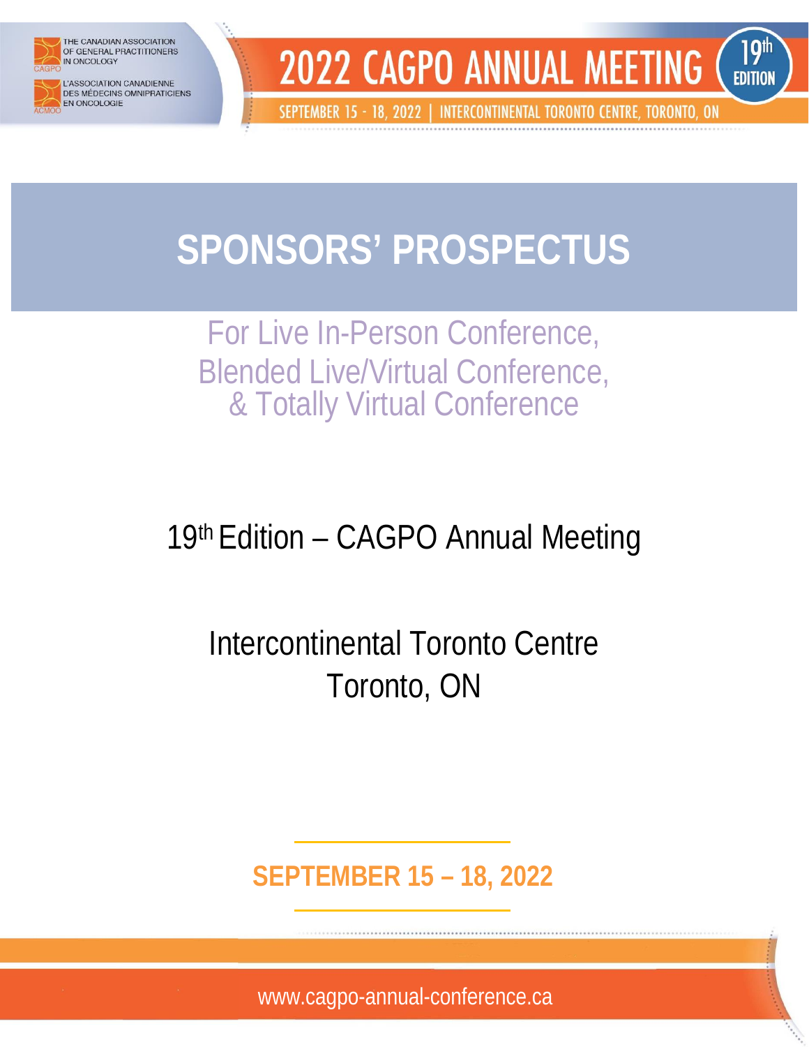THE CANADIAN ASSOCIATION OF GENERAL PRACTITIONERS IN ONCOLOGY

L'ASSOCIATION CANADIENNE DES MÉDECINS OMNIPRATICIENS EN ONCOLOGIE

# 2022 CAGPO ANNUAL MEETING

19th EDITION

SEPTEMBER 15 - 18, 2022 | INTERCONTINENTAL TORONTO CENTRE, TORONTO, ON

# SPONSORS' PROSPECTUS

For Live In-Person Conference,
Blended Live/Virtual Conference,
& Totally Virtual Conference

19th Edition – CAGPO Annual Meeting

Intercontinental Toronto Centre
Toronto, ON

**SEPTEMBER 15 – 18, 2022**

www.cagpo-annual-conference.ca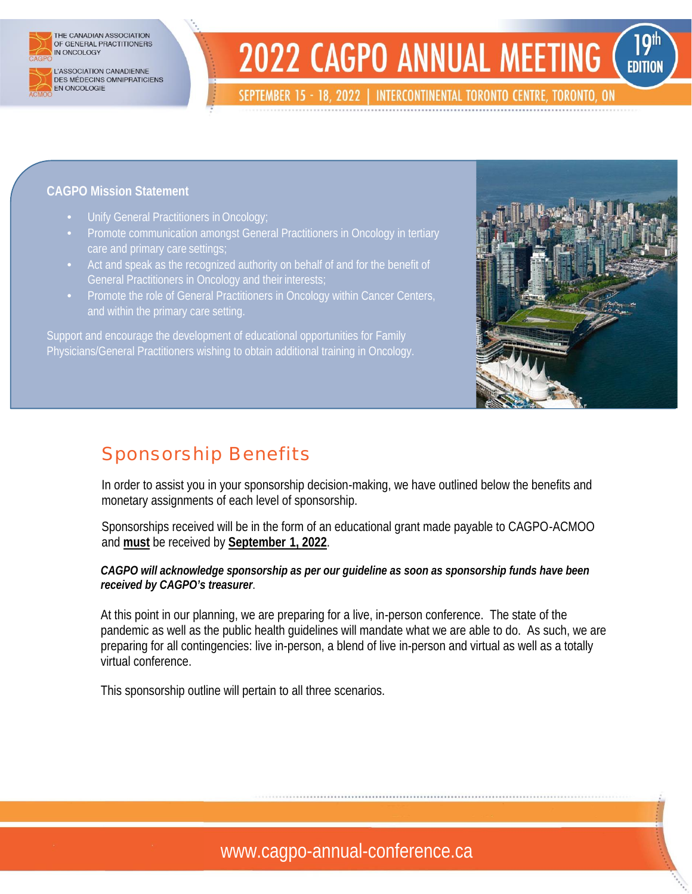### CAGPO Mission Statement

- Unify General Practitioners in Oncology;
- Promote communication amongst General Practitioners in Oncology in tertiary care and primary care settings;
- Act and speak as the recognized authority on behalf of and for the benefit of General Practitioners in Oncology and their interests;
- Promote the role of General Practitioners in Oncology within Cancer Centers, and within the primary care setting.

Support and encourage the development of educational opportunities for Family Physicians/General Practitioners wishing to obtain additional training in Oncology.

## Sponsorship Benefits

In order to assist you in your sponsorship decision-making, we have outlined below the benefits and monetary assignments of each level of sponsorship.

Sponsorships received will be in the form of an educational grant made payable to CAGPO-ACMOO and **must** be received by **September 1, 2022**.

***CAGPO will acknowledge sponsorship as per our guideline as soon as sponsorship funds have been received by CAGPO's treasurer***.

At this point in our planning, we are preparing for a live, in-person conference. The state of the pandemic as well as the public health guidelines will mandate what we are able to do. As such, we are preparing for all contingencies: live in-person, a blend of live in-person and virtual as well as a totally virtual conference.

This sponsorship outline will pertain to all three scenarios.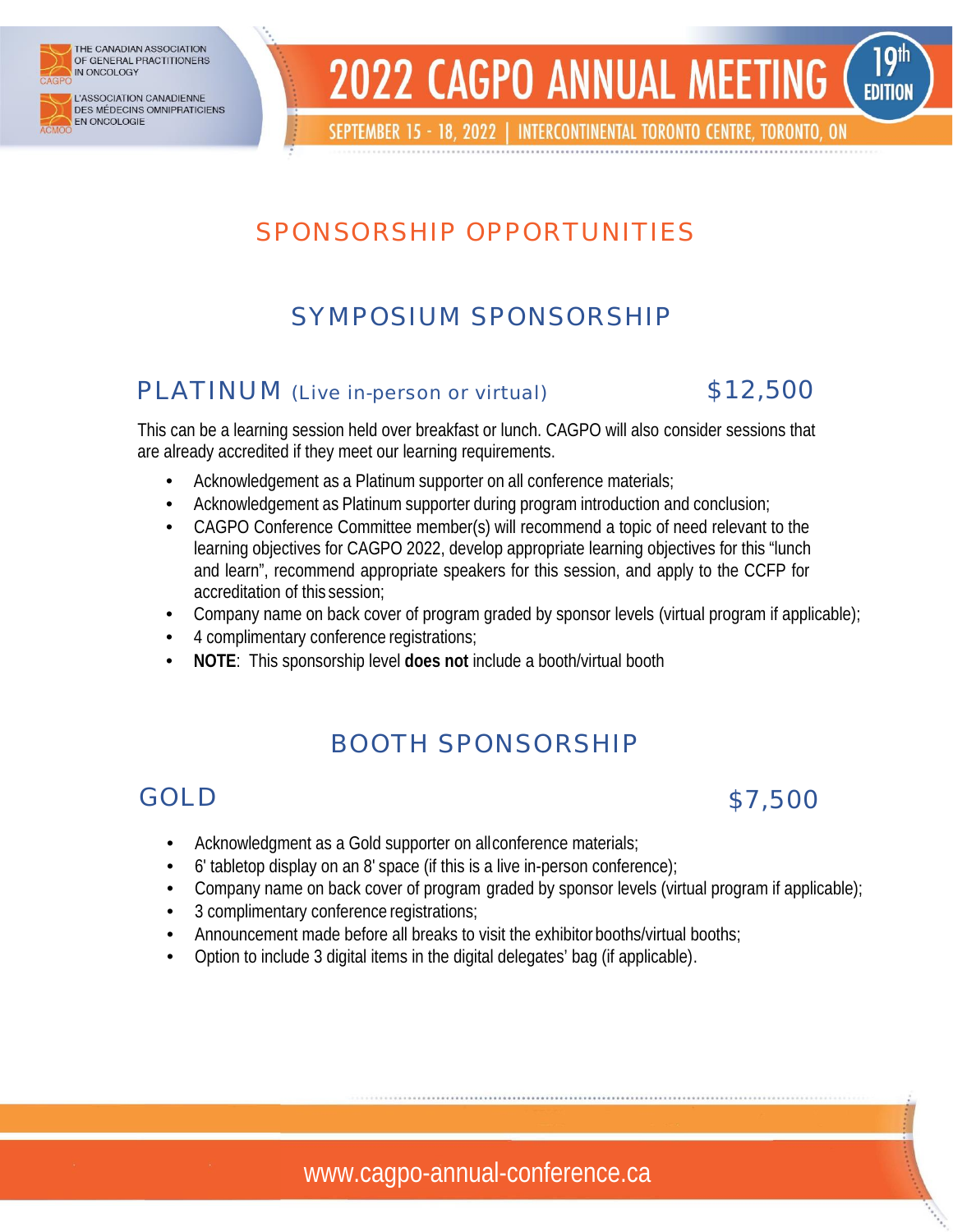# SPONSORSHIP OPPORTUNITIES

## SYMPOSIUM SPONSORSHIP

### PLATINUM (Live in-person or virtual) $12,500

This can be a learning session held over breakfast or lunch. CAGPO will also consider sessions that are already accredited if they meet our learning requirements.

- Acknowledgement as a Platinum supporter on all conference materials;
- Acknowledgement as Platinum supporter during program introduction and conclusion;
- CAGPO Conference Committee member(s) will recommend a topic of need relevant to the learning objectives for CAGPO 2022, develop appropriate learning objectives for this "lunch and learn", recommend appropriate speakers for this session, and apply to the CCFP for accreditation of this session;
- Company name on back cover of program graded by sponsor levels (virtual program if applicable);
- 4 complimentary conference registrations;
- **NOTE**: This sponsorship level **does not** include a booth/virtual booth

## BOOTH SPONSORSHIP

### GOLD $7,500

- Acknowledgment as a Gold supporter on all conference materials;
- 6' tabletop display on an 8' space (if this is a live in-person conference);
- Company name on back cover of program graded by sponsor levels (virtual program if applicable);
- 3 complimentary conference registrations;
- Announcement made before all breaks to visit the exhibitor booths/virtual booths;
- Option to include 3 digital items in the digital delegates' bag (if applicable).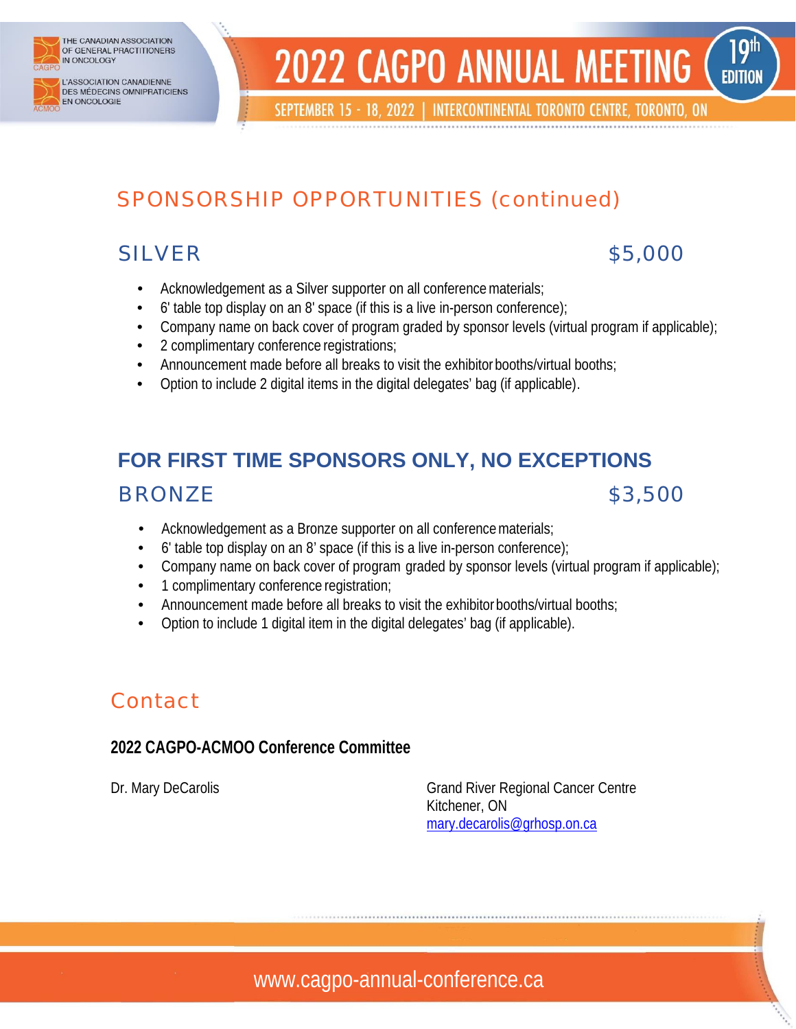## SPONSORSHIP OPPORTUNITIES (continued)

### SILVER $5,000

- Acknowledgement as a Silver supporter on all conference materials;
- 6' table top display on an 8' space (if this is a live in-person conference);
- Company name on back cover of program graded by sponsor levels (virtual program if applicable);
- 2 complimentary conference registrations;
- Announcement made before all breaks to visit the exhibitor booths/virtual booths;
- Option to include 2 digital items in the digital delegates' bag (if applicable).

### FOR FIRST TIME SPONSORS ONLY, NO EXCEPTIONS

### BRONZE $3,500

- Acknowledgement as a Bronze supporter on all conference materials;
- 6' table top display on an 8' space (if this is a live in-person conference);
- Company name on back cover of program graded by sponsor levels (virtual program if applicable);
- 1 complimentary conference registration;
- Announcement made before all breaks to visit the exhibitor booths/virtual booths;
- Option to include 1 digital item in the digital delegates' bag (if applicable).

## Contact

**2022 CAGPO-ACMOO Conference Committee**

Dr. Mary DeCarolis

Grand River Regional Cancer Centre
Kitchener, ON
mary.decarolis@grhosp.on.ca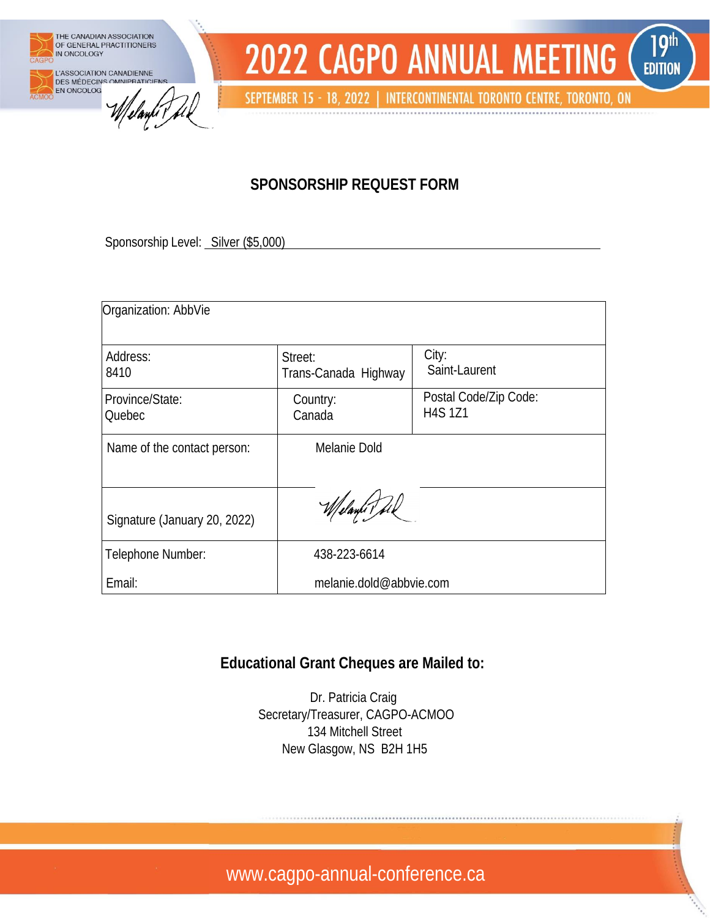THE CANADIAN ASSOCIATION OF GENERAL PRACTITIONERS IN ONCOLOGY
CAGPO

L'ASSOCIATION CANADIENNE DES MÉDECINS OMNIPRATICIENS EN ONCOLOGIE
ACMOO

# 2022 CAGPO ANNUAL MEETING

19th EDITION

SEPTEMBER 15 - 18, 2022 | INTERCONTINENTAL TORONTO CENTRE, TORONTO, ON

## SPONSORSHIP REQUEST FORM

Sponsorship Level: Silver ($5,000)

| | | |
|---|---|---|
| Organization: AbbVie | | |
| Address: 8410 | Street: Trans-Canada Highway | City: Saint-Laurent |
| Province/State: Quebec | Country: Canada | Postal Code/Zip Code: H4S 1Z1 |
| Name of the contact person: | Melanie Dold | |
| Signature (January 20, 2022) | [signature] | |
| Telephone Number:<br>Email: | 438-223-6614<br>melanie.dold@abbvie.com | |

### Educational Grant Cheques are Mailed to:

Dr. Patricia Craig
Secretary/Treasurer, CAGPO-ACMOO
134 Mitchell Street
New Glasgow, NS B2H 1H5

www.cagpo-annual-conference.ca